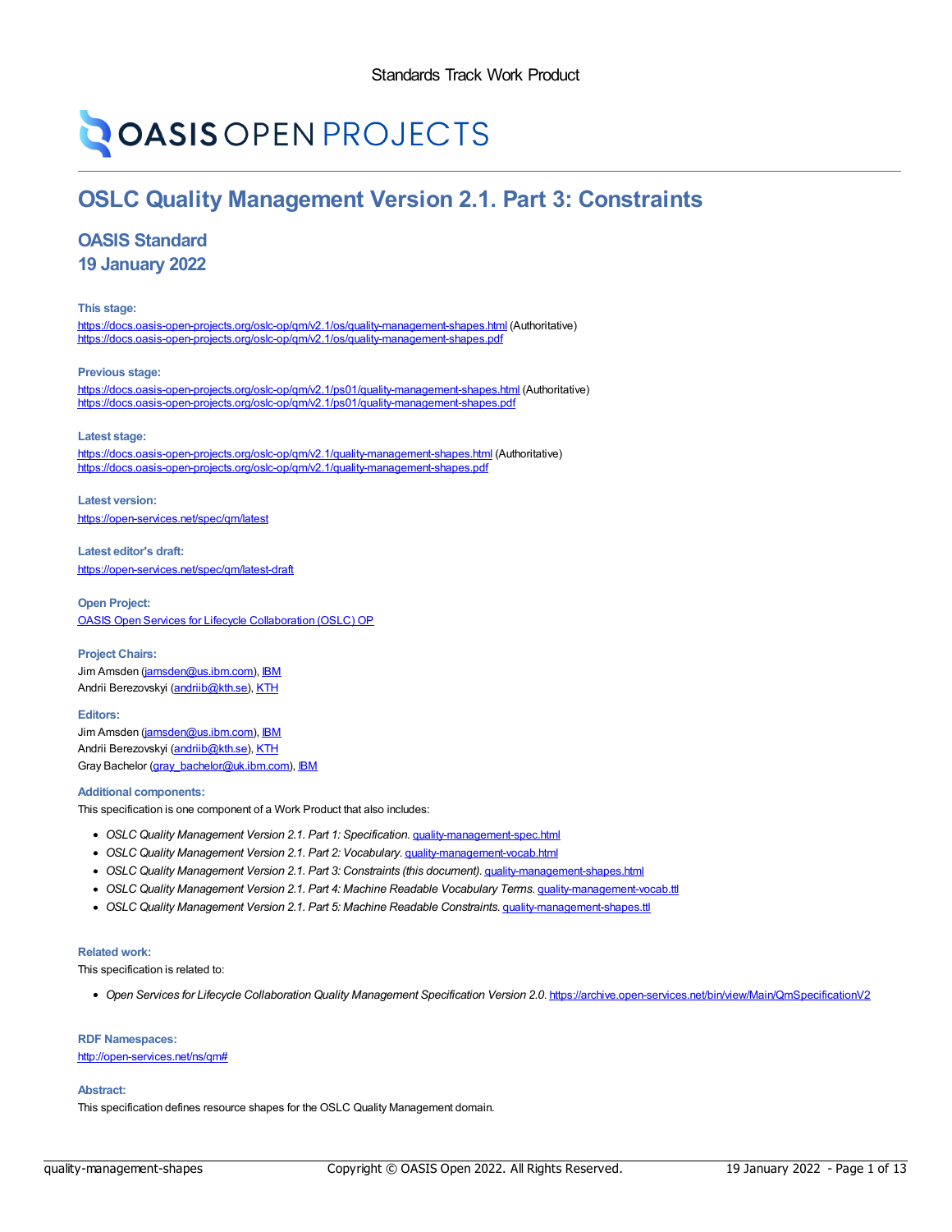Standards Track Work Product

OASIS OPEN PROJECTS

# OSLC Quality Management Version 2.1. Part 3: Constraints

## OASIS Standard
## 19 January 2022

**This stage:**

https://docs.oasis-open-projects.org/oslc-op/qm/v2.1/os/quality-management-shapes.html (Authoritative)
https://docs.oasis-open-projects.org/oslc-op/qm/v2.1/os/quality-management-shapes.pdf

**Previous stage:**

https://docs.oasis-open-projects.org/oslc-op/qm/v2.1/ps01/quality-management-shapes.html (Authoritative)
https://docs.oasis-open-projects.org/oslc-op/qm/v2.1/ps01/quality-management-shapes.pdf

**Latest stage:**

https://docs.oasis-open-projects.org/oslc-op/qm/v2.1/quality-management-shapes.html (Authoritative)
https://docs.oasis-open-projects.org/oslc-op/qm/v2.1/quality-management-shapes.pdf

**Latest version:**

https://open-services.net/spec/qm/latest

**Latest editor's draft:**

https://open-services.net/spec/qm/latest-draft

**Open Project:**

OASIS Open Services for Lifecycle Collaboration (OSLC) OP

**Project Chairs:**

Jim Amsden (jamsden@us.ibm.com), IBM
Andrii Berezovskyi (andriib@kth.se), KTH

**Editors:**

Jim Amsden (jamsden@us.ibm.com), IBM
Andrii Berezovskyi (andriib@kth.se), KTH
Gray Bachelor (gray_bachelor@uk.ibm.com), IBM

**Additional components:**

This specification is one component of a Work Product that also includes:

- *OSLC Quality Management Version 2.1. Part 1: Specification.* quality-management-spec.html
- *OSLC Quality Management Version 2.1. Part 2: Vocabulary.* quality-management-vocab.html
- *OSLC Quality Management Version 2.1. Part 3: Constraints (this document).* quality-management-shapes.html
- *OSLC Quality Management Version 2.1. Part 4: Machine Readable Vocabulary Terms.* quality-management-vocab.ttl
- *OSLC Quality Management Version 2.1. Part 5: Machine Readable Constraints.* quality-management-shapes.ttl

**Related work:**

This specification is related to:

- *Open Services for Lifecycle Collaboration Quality Management Specification Version 2.0.* https://archive.open-services.net/bin/view/Main/QmSpecificationV2

**RDF Namespaces:**

http://open-services.net/ns/qm#

**Abstract:**

This specification defines resource shapes for the OSLC Quality Management domain.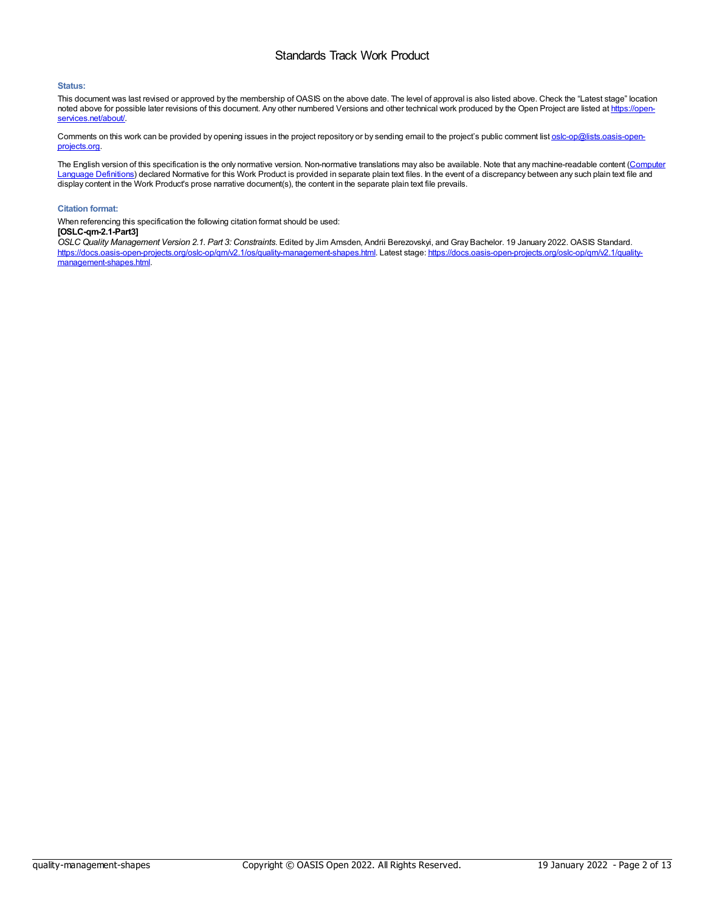## Standards Track Work Product

### Status:

This document was last revised or approved by the membership of OASIS on the above date. The level of approval is also listed above. Check the "Latest stage" location noted above for possible later revisions of this document. Any other numbered Versions and other technical work produced by the Open Project are listed at [https://open-services.net/about/](https://open-services.net/about/).

Comments on this work can be provided by opening issues in the project repository or by sending email to the project's public comment list [oslc-op@lists.oasis-open-projects.org](mailto:oslc-op@lists.oasis-open-projects.org).

The English version of this specification is the only normative version. Non-normative translations may also be available. Note that any machine-readable content (Computer Language Definitions) declared Normative for this Work Product is provided in separate plain text files. In the event of a discrepancy between any such plain text file and display content in the Work Product's prose narrative document(s), the content in the separate plain text file prevails.

### Citation format:

When referencing this specification the following citation format should be used:
**[OSLC-qm-2.1-Part3]**
*OSLC Quality Management Version 2.1. Part 3: Constraints.* Edited by Jim Amsden, Andrii Berezovskyi, and Gray Bachelor. 19 January 2022. OASIS Standard. [https://docs.oasis-open-projects.org/oslc-op/qm/v2.1/os/quality-management-shapes.html](https://docs.oasis-open-projects.org/oslc-op/qm/v2.1/os/quality-management-shapes.html). Latest stage: [https://docs.oasis-open-projects.org/oslc-op/qm/v2.1/quality-management-shapes.html](https://docs.oasis-open-projects.org/oslc-op/qm/v2.1/quality-management-shapes.html).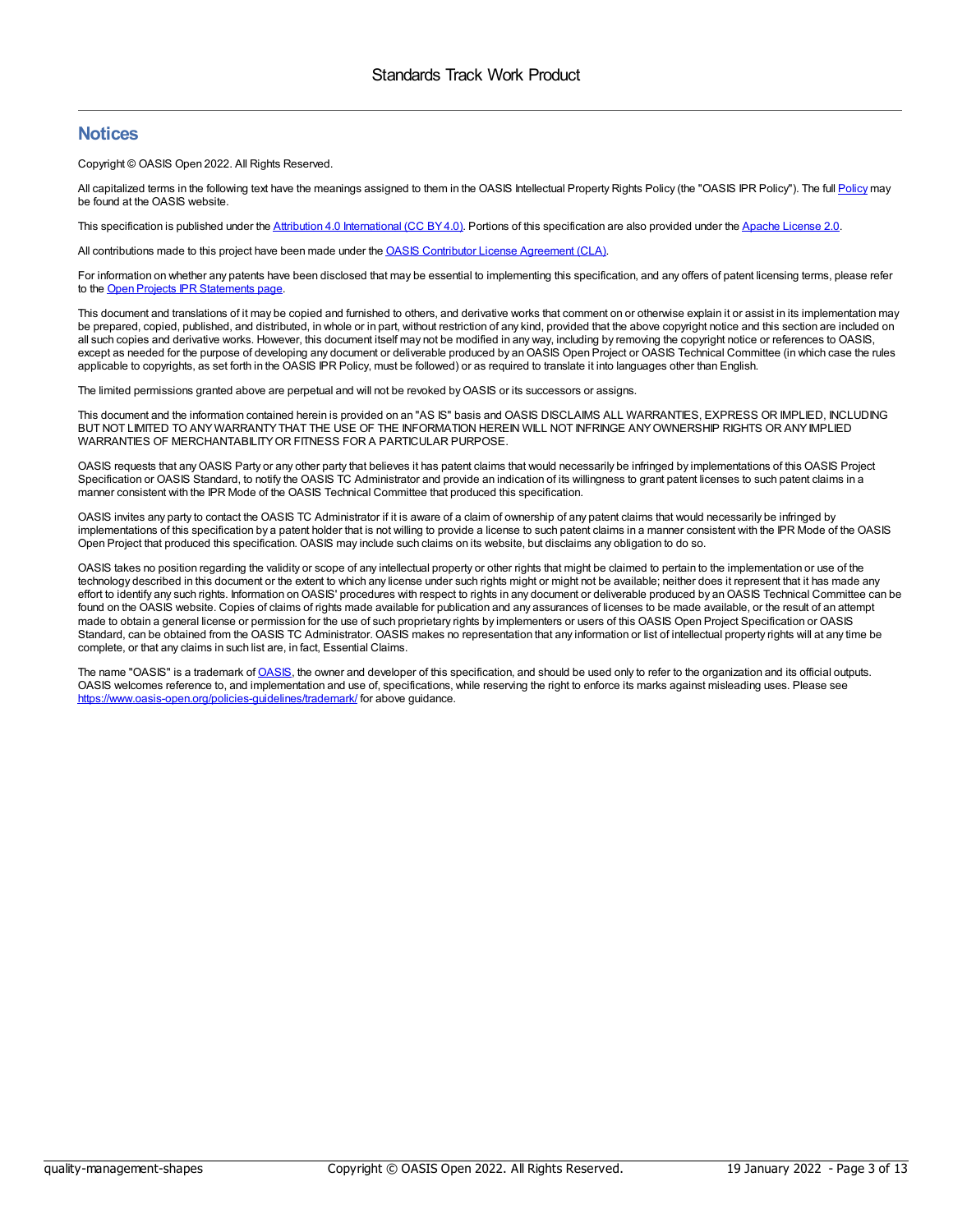## Notices

Copyright © OASIS Open 2022. All Rights Reserved.

All capitalized terms in the following text have the meanings assigned to them in the OASIS Intellectual Property Rights Policy (the "OASIS IPR Policy"). The full Policy may be found at the OASIS website.

This specification is published under the Attribution 4.0 International (CC BY 4.0). Portions of this specification are also provided under the Apache License 2.0.

All contributions made to this project have been made under the OASIS Contributor License Agreement (CLA).

For information on whether any patents have been disclosed that may be essential to implementing this specification, and any offers of patent licensing terms, please refer to the Open Projects IPR Statements page.

This document and translations of it may be copied and furnished to others, and derivative works that comment on or otherwise explain it or assist in its implementation may be prepared, copied, published, and distributed, in whole or in part, without restriction of any kind, provided that the above copyright notice and this section are included on all such copies and derivative works. However, this document itself may not be modified in any way, including by removing the copyright notice or references to OASIS, except as needed for the purpose of developing any document or deliverable produced by an OASIS Open Project or OASIS Technical Committee (in which case the rules applicable to copyrights, as set forth in the OASIS IPR Policy, must be followed) or as required to translate it into languages other than English.

The limited permissions granted above are perpetual and will not be revoked by OASIS or its successors or assigns.

This document and the information contained herein is provided on an "AS IS" basis and OASIS DISCLAIMS ALL WARRANTIES, EXPRESS OR IMPLIED, INCLUDING BUT NOT LIMITED TO ANY WARRANTY THAT THE USE OF THE INFORMATION HEREIN WILL NOT INFRINGE ANY OWNERSHIP RIGHTS OR ANY IMPLIED WARRANTIES OF MERCHANTABILITY OR FITNESS FOR A PARTICULAR PURPOSE.

OASIS requests that any OASIS Party or any other party that believes it has patent claims that would necessarily be infringed by implementations of this OASIS Project Specification or OASIS Standard, to notify the OASIS TC Administrator and provide an indication of its willingness to grant patent licenses to such patent claims in a manner consistent with the IPR Mode of the OASIS Technical Committee that produced this specification.

OASIS invites any party to contact the OASIS TC Administrator if it is aware of a claim of ownership of any patent claims that would necessarily be infringed by implementations of this specification by a patent holder that is not willing to provide a license to such patent claims in a manner consistent with the IPR Mode of the OASIS Open Project that produced this specification. OASIS may include such claims on its website, but disclaims any obligation to do so.

OASIS takes no position regarding the validity or scope of any intellectual property or other rights that might be claimed to pertain to the implementation or use of the technology described in this document or the extent to which any license under such rights might or might not be available; neither does it represent that it has made any effort to identify any such rights. Information on OASIS' procedures with respect to rights in any document or deliverable produced by an OASIS Technical Committee can be found on the OASIS website. Copies of claims of rights made available for publication and any assurances of licenses to be made available, or the result of an attempt made to obtain a general license or permission for the use of such proprietary rights by implementers or users of this OASIS Open Project Specification or OASIS Standard, can be obtained from the OASIS TC Administrator. OASIS makes no representation that any information or list of intellectual property rights will at any time be complete, or that any claims in such list are, in fact, Essential Claims.

The name "OASIS" is a trademark of OASIS, the owner and developer of this specification, and should be used only to refer to the organization and its official outputs. OASIS welcomes reference to, and implementation and use of, specifications, while reserving the right to enforce its marks against misleading uses. Please see https://www.oasis-open.org/policies-guidelines/trademark/ for above guidance.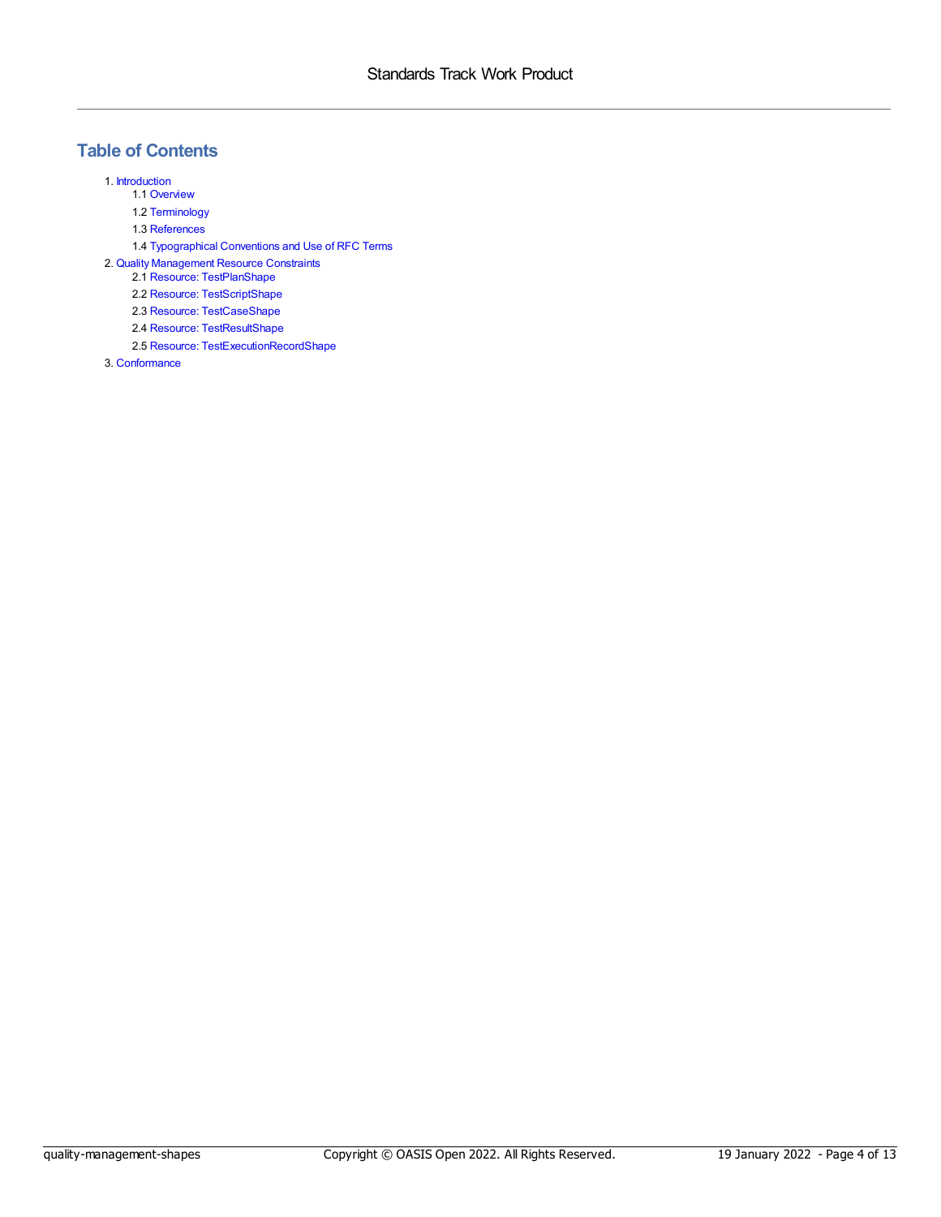## Table of Contents

1. Introduction
    - 1.1 Overview
    - 1.2 Terminology
    - 1.3 References
    - 1.4 Typographical Conventions and Use of RFC Terms
2. Quality Management Resource Constraints
    - 2.1 Resource: TestPlanShape
    - 2.2 Resource: TestScriptShape
    - 2.3 Resource: TestCaseShape
    - 2.4 Resource: TestResultShape
    - 2.5 Resource: TestExecutionRecordShape
3. Conformance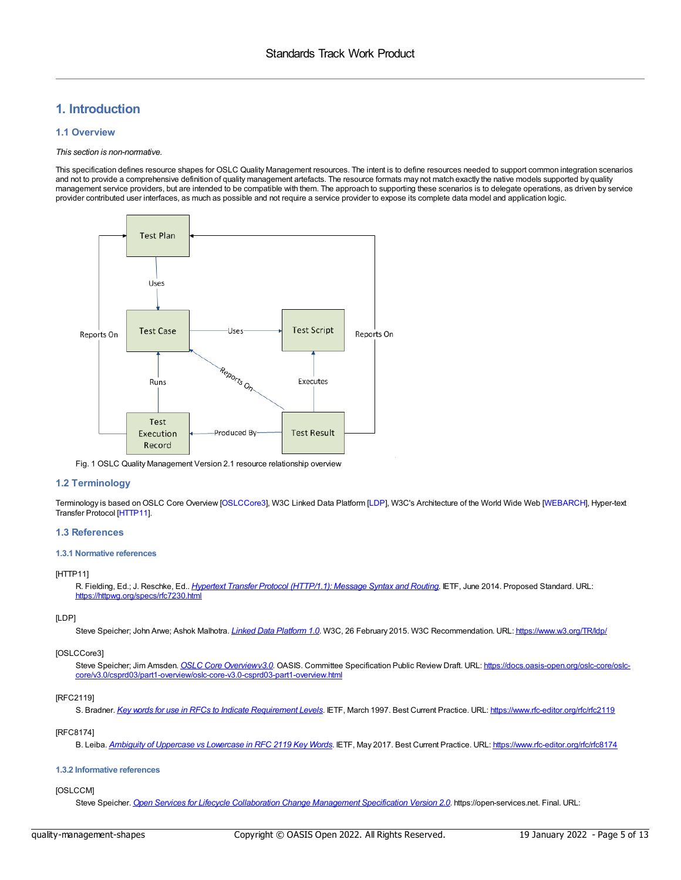# 1. Introduction

## 1.1 Overview

*This section is non-normative.*

This specification defines resource shapes for OSLC Quality Management resources. The intent is to define resources needed to support common integration scenarios and not to provide a comprehensive definition of quality management artefacts. The resource formats may not match exactly the native models supported by quality management service providers, but are intended to be compatible with them. The approach to supporting these scenarios is to delegate operations, as driven by service provider contributed user interfaces, as much as possible and not require a service provider to expose its complete data model and application logic.

Fig. 1 OSLC Quality Management Version 2.1 resource relationship overview

## 1.2 Terminology

Terminology is based on OSLC Core Overview [OSLCCore3], W3C Linked Data Platform [LDP], W3C's Architecture of the World Wide Web [WEBARCH], Hyper-text Transfer Protocol [HTTP11].

## 1.3 References

### 1.3.1 Normative references

[HTTP11]

R. Fielding, Ed.; J. Reschke, Ed.. *Hypertext Transfer Protocol (HTTP/1.1): Message Syntax and Routing*. IETF, June 2014. Proposed Standard. URL: https://httpwg.org/specs/rfc7230.html

[LDP]

Steve Speicher; John Arwe; Ashok Malhotra. *Linked Data Platform 1.0*. W3C, 26 February 2015. W3C Recommendation. URL: https://www.w3.org/TR/ldp/

[OSLCCore3]

Steve Speicher; Jim Amsden. *OSLC Core Overviewv3.0*. OASIS. Committee Specification Public Review Draft. URL: https://docs.oasis-open.org/oslc-core/oslc-core/v3.0/csprd03/part1-overview/oslc-core-v3.0-csprd03-part1-overview.html

[RFC2119]

S. Bradner. *Key words for use in RFCs to Indicate Requirement Levels*. IETF, March 1997. Best Current Practice. URL: https://www.rfc-editor.org/rfc/rfc2119

[RFC8174]

B. Leiba. *Ambiguity of Uppercase vs Lowercase in RFC 2119 Key Words*. IETF, May 2017. Best Current Practice. URL: https://www.rfc-editor.org/rfc/rfc8174

### 1.3.2 Informative references

[OSLCCM]

Steve Speicher. *Open Services for Lifecycle Collaboration Change Management Specification Version 2.0*. https://open-services.net. Final. URL: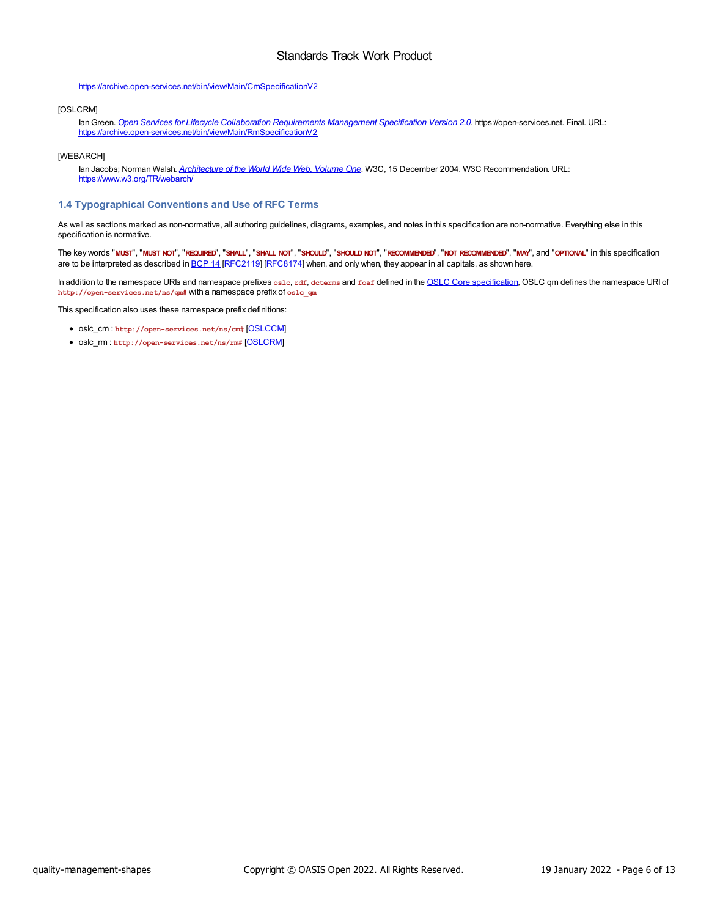https://archive.open-services.net/bin/view/Main/CmSpecificationV2

[OSLCRM]

Ian Green. *Open Services for Lifecycle Collaboration Requirements Management Specification Version 2.0*. https://open-services.net. Final. URL: https://archive.open-services.net/bin/view/Main/RmSpecificationV2

[WEBARCH]

Ian Jacobs; Norman Walsh. *Architecture of the World Wide Web, Volume One*. W3C, 15 December 2004. W3C Recommendation. URL: https://www.w3.org/TR/webarch/

### 1.4 Typographical Conventions and Use of RFC Terms

As well as sections marked as non-normative, all authoring guidelines, diagrams, examples, and notes in this specification are non-normative. Everything else in this specification is normative.

The key words "**MUST**", "**MUST NOT**", "**REQUIRED**", "**SHALL**", "**SHALL NOT**", "**SHOULD**", "**SHOULD NOT**", "**RECOMMENDED**", "**NOT RECOMMENDED**", "**MAY**", and "**OPTIONAL**" in this specification are to be interpreted as described in BCP 14 [RFC2119] [RFC8174] when, and only when, they appear in all capitals, as shown here.

In addition to the namespace URIs and namespace prefixes `oslc`, `rdf`, `dcterms` and `foaf` defined in the OSLC Core specification, OSLC qm defines the namespace URI of `http://open-services.net/ns/qm#` with a namespace prefix of `oslc_qm`

This specification also uses these namespace prefix definitions:

- oslc_cm : `http://open-services.net/ns/cm#` [OSLCCM]
- oslc_rm : `http://open-services.net/ns/rm#` [OSLCRM]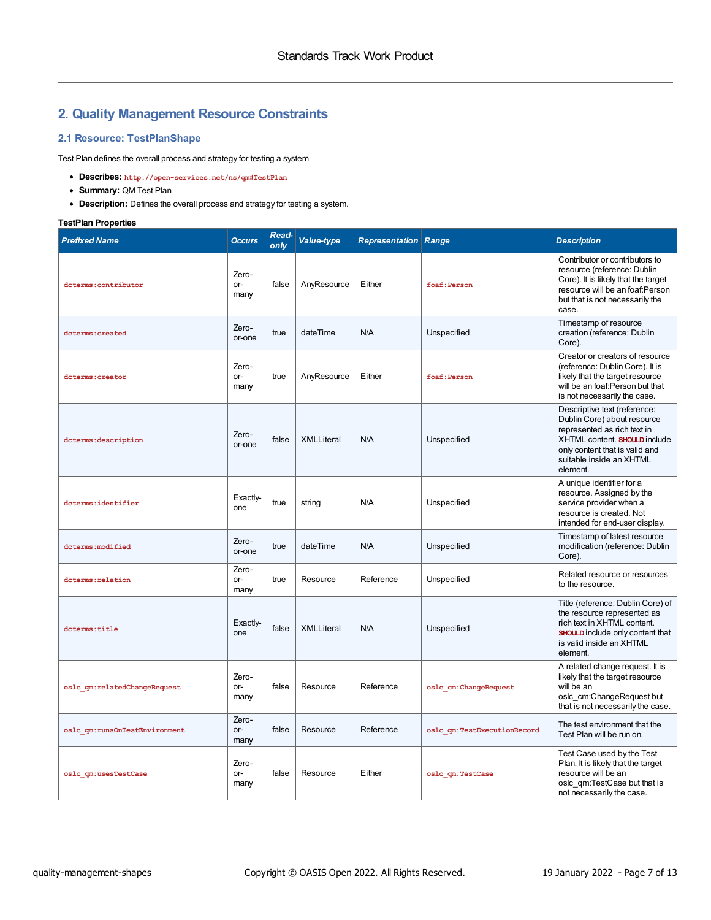## 2. Quality Management Resource Constraints

### 2.1 Resource: TestPlanShape

Test Plan defines the overall process and strategy for testing a system

- **Describes:** `http://open-services.net/ns/qm#TestPlan`
- **Summary:** QM Test Plan
- **Description:** Defines the overall process and strategy for testing a system.

**TestPlan Properties**

| Prefixed Name | Occurs | Read-only | Value-type | Representation | Range | Description |
|---|---|---|---|---|---|---|
| `dcterms:contributor` | Zero-or-many | false | AnyResource | Either | `foaf:Person` | Contributor or contributors to resource (reference: Dublin Core). It is likely that the target resource will be an foaf:Person but that is not necessarily the case. |
| `dcterms:created` | Zero-or-one | true | dateTime | N/A | Unspecified | Timestamp of resource creation (reference: Dublin Core). |
| `dcterms:creator` | Zero-or-many | true | AnyResource | Either | `foaf:Person` | Creator or creators of resource (reference: Dublin Core). It is likely that the target resource will be an foaf:Person but that is not necessarily the case. |
| `dcterms:description` | Zero-or-one | false | XMLLiteral | N/A | Unspecified | Descriptive text (reference: Dublin Core) about resource represented as rich text in XHTML content. **SHOULD** include only content that is valid and suitable inside an XHTML element. |
| `dcterms:identifier` | Exactly-one | true | string | N/A | Unspecified | A unique identifier for a resource. Assigned by the service provider when a resource is created. Not intended for end-user display. |
| `dcterms:modified` | Zero-or-one | true | dateTime | N/A | Unspecified | Timestamp of latest resource modification (reference: Dublin Core). |
| `dcterms:relation` | Zero-or-many | true | Resource | Reference | Unspecified | Related resource or resources to the resource. |
| `dcterms:title` | Exactly-one | false | XMLLiteral | N/A | Unspecified | Title (reference: Dublin Core) of the resource represented as rich text in XHTML content. **SHOULD** include only content that is valid inside an XHTML element. |
| `oslc_qm:relatedChangeRequest` | Zero-or-many | false | Resource | Reference | `oslc_cm:ChangeRequest` | A related change request. It is likely that the target resource will be an oslc_cm:ChangeRequest but that is not necessarily the case. |
| `oslc_qm:runsOnTestEnvironment` | Zero-or-many | false | Resource | Reference | `oslc_qm:TestExecutionRecord` | The test environment that the Test Plan will be run on. |
| `oslc_qm:usesTestCase` | Zero-or-many | false | Resource | Either | `oslc_qm:TestCase` | Test Case used by the Test Plan. It is likely that the target resource will be an oslc_qm:TestCase but that is not necessarily the case. |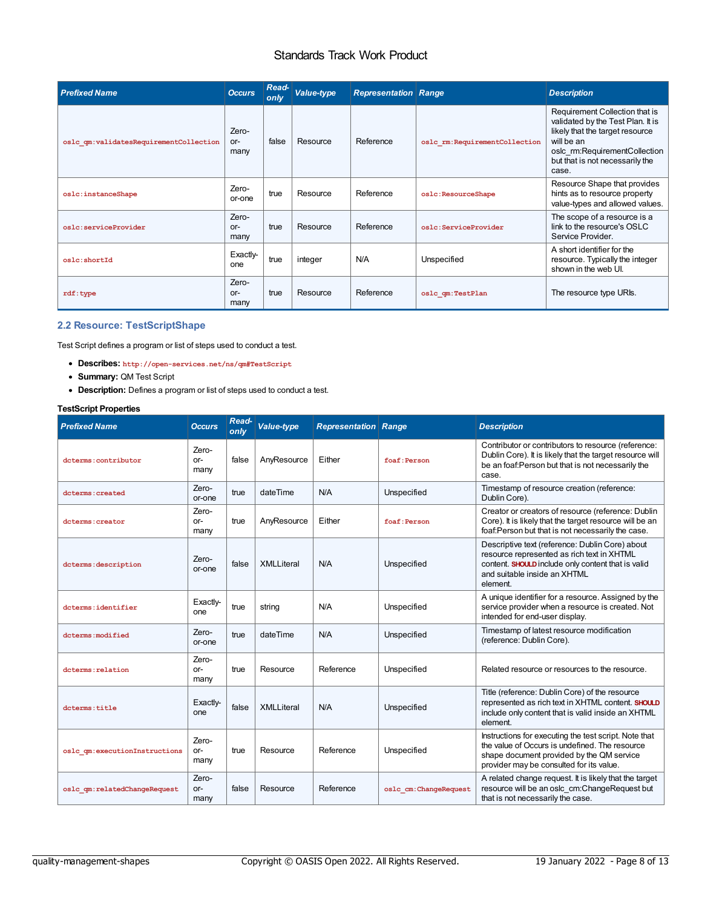| Prefixed Name | Occurs | Read-only | Value-type | Representation | Range | Description |
|---|---|---|---|---|---|---|
| oslc_qm:validatesRequirementCollection | Zero-or-many | false | Resource | Reference | oslc_rm:RequirementCollection | Requirement Collection that is validated by the Test Plan. It is likely that the target resource will be an oslc_rm:RequirementCollection but that is not necessarily the case. |
| oslc:instanceShape | Zero-or-one | true | Resource | Reference | oslc:ResourceShape | Resource Shape that provides hints as to resource property value-types and allowed values. |
| oslc:serviceProvider | Zero-or-many | true | Resource | Reference | oslc:ServiceProvider | The scope of a resource is a link to the resource's OSLC Service Provider. |
| oslc:shortId | Exactly-one | true | integer | N/A | Unspecified | A short identifier for the resource. Typically the integer shown in the web UI. |
| rdf:type | Zero-or-many | true | Resource | Reference | oslc_qm:TestPlan | The resource type URIs. |

### 2.2 Resource: TestScriptShape

Test Script defines a program or list of steps used to conduct a test.

- **Describes:** http://open-services.net/ns/qm#TestScript
- **Summary:** QM Test Script
- **Description:** Defines a program or list of steps used to conduct a test.

**TestScript Properties**

| Prefixed Name | Occurs | Read-only | Value-type | Representation | Range | Description |
|---|---|---|---|---|---|---|
| dcterms:contributor | Zero-or-many | false | AnyResource | Either | foaf:Person | Contributor or contributors to resource (reference: Dublin Core). It is likely that the target resource will be an foaf:Person but that is not necessarily the case. |
| dcterms:created | Zero-or-one | true | dateTime | N/A | Unspecified | Timestamp of resource creation (reference: Dublin Core). |
| dcterms:creator | Zero-or-many | true | AnyResource | Either | foaf:Person | Creator or creators of resource (reference: Dublin Core). It is likely that the target resource will be an foaf:Person but that is not necessarily the case. |
| dcterms:description | Zero-or-one | false | XMLLiteral | N/A | Unspecified | Descriptive text (reference: Dublin Core) about resource represented as rich text in XHTML content. **SHOULD** include only content that is valid and suitable inside an XHTML element. |
| dcterms:identifier | Exactly-one | true | string | N/A | Unspecified | A unique identifier for a resource. Assigned by the service provider when a resource is created. Not intended for end-user display. |
| dcterms:modified | Zero-or-one | true | dateTime | N/A | Unspecified | Timestamp of latest resource modification (reference: Dublin Core). |
| dcterms:relation | Zero-or-many | true | Resource | Reference | Unspecified | Related resource or resources to the resource. |
| dcterms:title | Exactly-one | false | XMLLiteral | N/A | Unspecified | Title (reference: Dublin Core) of the resource represented as rich text in XHTML content. **SHOULD** include only content that is valid inside an XHTML element. |
| oslc_qm:executionInstructions | Zero-or-many | true | Resource | Reference | Unspecified | Instructions for executing the test script. Note that the value of Occurs is undefined. The resource shape document provided by the QM service provider may be consulted for its value. |
| oslc_qm:relatedChangeRequest | Zero-or-many | false | Resource | Reference | oslc_cm:ChangeRequest | A related change request. It is likely that the target resource will be an oslc_cm:ChangeRequest but that is not necessarily the case. |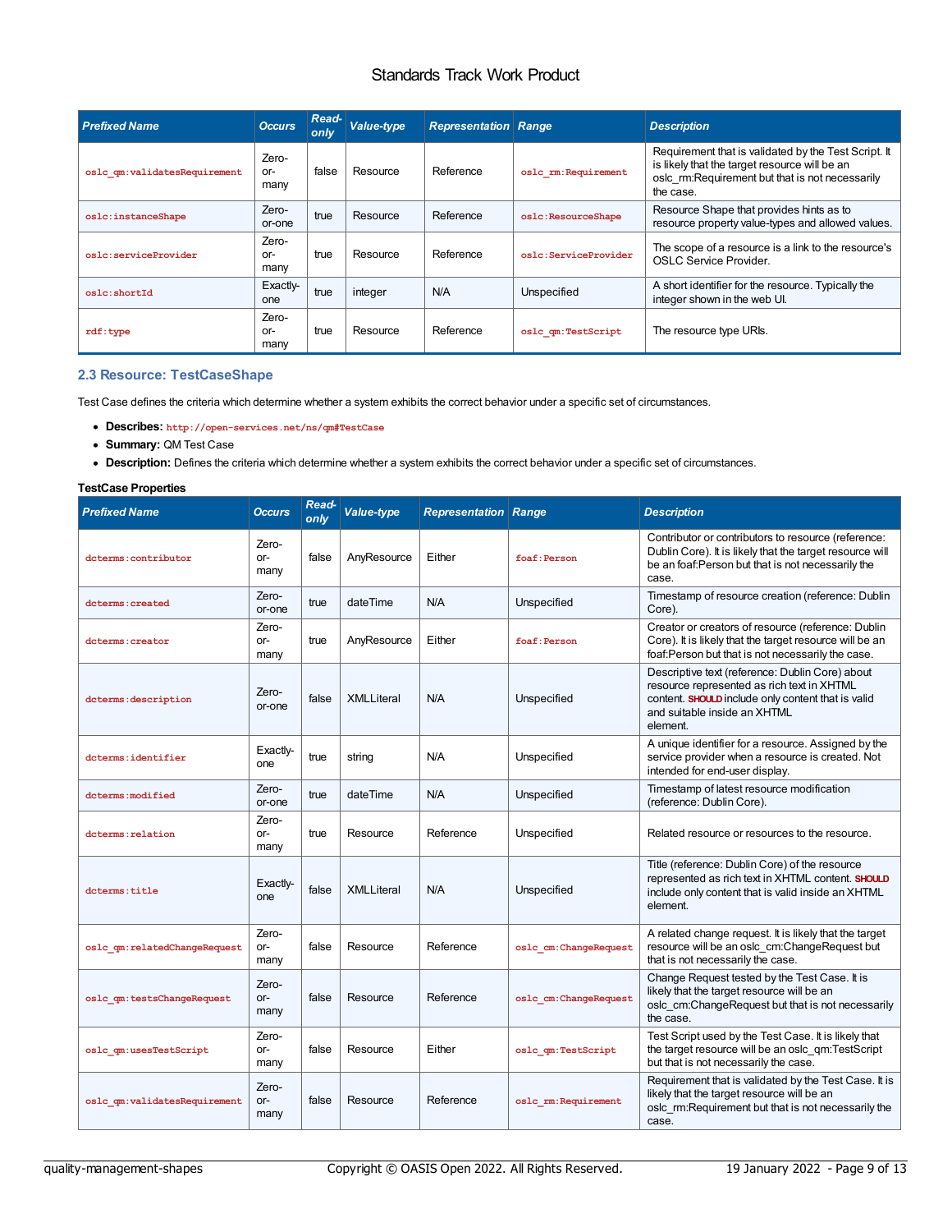| Prefixed Name | Occurs | Read-only | Value-type | Representation | Range | Description |
|---|---|---|---|---|---|---|
| oslc_qm:validatesRequirement | Zero-or-many | false | Resource | Reference | oslc_rm:Requirement | Requirement that is validated by the Test Script. It is likely that the target resource will be an oslc_rm:Requirement but that is not necessarily the case. |
| oslc:instanceShape | Zero-or-one | true | Resource | Reference | oslc:ResourceShape | Resource Shape that provides hints as to resource property value-types and allowed values. |
| oslc:serviceProvider | Zero-or-many | true | Resource | Reference | oslc:ServiceProvider | The scope of a resource is a link to the resource's OSLC Service Provider. |
| oslc:shortId | Exactly-one | true | integer | N/A | Unspecified | A short identifier for the resource. Typically the integer shown in the web UI. |
| rdf:type | Zero-or-many | true | Resource | Reference | oslc_qm:TestScript | The resource type URIs. |

### 2.3 Resource: TestCaseShape

Test Case defines the criteria which determine whether a system exhibits the correct behavior under a specific set of circumstances.

- **Describes:** http://open-services.net/ns/qm#TestCase
- **Summary:** QM Test Case
- **Description:** Defines the criteria which determine whether a system exhibits the correct behavior under a specific set of circumstances.

**TestCase Properties**

| Prefixed Name | Occurs | Read-only | Value-type | Representation | Range | Description |
|---|---|---|---|---|---|---|
| dcterms:contributor | Zero-or-many | false | AnyResource | Either | foaf:Person | Contributor or contributors to resource (reference: Dublin Core). It is likely that the target resource will be an foaf:Person but that is not necessarily the case. |
| dcterms:created | Zero-or-one | true | dateTime | N/A | Unspecified | Timestamp of resource creation (reference: Dublin Core). |
| dcterms:creator | Zero-or-many | true | AnyResource | Either | foaf:Person | Creator or creators of resource (reference: Dublin Core). It is likely that the target resource will be an foaf:Person but that is not necessarily the case. |
| dcterms:description | Zero-or-one | false | XMLLiteral | N/A | Unspecified | Descriptive text (reference: Dublin Core) about resource represented as rich text in XHTML content. SHOULD include only content that is valid and suitable inside an XHTML element. |
| dcterms:identifier | Exactly-one | true | string | N/A | Unspecified | A unique identifier for a resource. Assigned by the service provider when a resource is created. Not intended for end-user display. |
| dcterms:modified | Zero-or-one | true | dateTime | N/A | Unspecified | Timestamp of latest resource modification (reference: Dublin Core). |
| dcterms:relation | Zero-or-many | true | Resource | Reference | Unspecified | Related resource or resources to the resource. |
| dcterms:title | Exactly-one | false | XMLLiteral | N/A | Unspecified | Title (reference: Dublin Core) of the resource represented as rich text in XHTML content. SHOULD include only content that is valid inside an XHTML element. |
| oslc_qm:relatedChangeRequest | Zero-or-many | false | Resource | Reference | oslc_cm:ChangeRequest | A related change request. It is likely that the target resource will be an oslc_cm:ChangeRequest but that is not necessarily the case. |
| oslc_qm:testsChangeRequest | Zero-or-many | false | Resource | Reference | oslc_cm:ChangeRequest | Change Request tested by the Test Case. It is likely that the target resource will be an oslc_cm:ChangeRequest but that is not necessarily the case. |
| oslc_qm:usesTestScript | Zero-or-many | false | Resource | Either | oslc_qm:TestScript | Test Script used by the Test Case. It is likely that the target resource will be an oslc_qm:TestScript but that is not necessarily the case. |
| oslc_qm:validatesRequirement | Zero-or-many | false | Resource | Reference | oslc_rm:Requirement | Requirement that is validated by the Test Case. It is likely that the target resource will be an oslc_rm:Requirement but that is not necessarily the case. |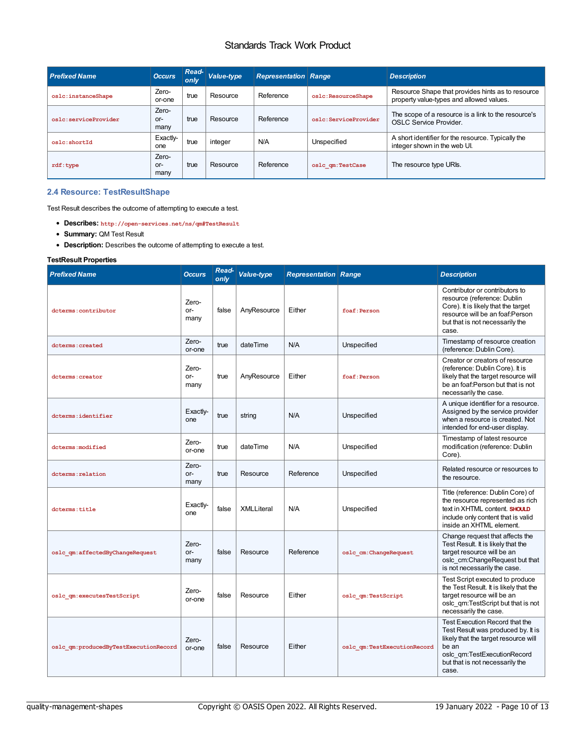| Prefixed Name | Occurs | Read-only | Value-type | Representation | Range | Description |
|---|---|---|---|---|---|---|
| `oslc:instanceShape` | Zero-or-one | true | Resource | Reference | `oslc:ResourceShape` | Resource Shape that provides hints as to resource property value-types and allowed values. |
| `oslc:serviceProvider` | Zero-or-many | true | Resource | Reference | `oslc:ServiceProvider` | The scope of a resource is a link to the resource's OSLC Service Provider. |
| `oslc:shortId` | Exactly-one | true | integer | N/A | Unspecified | A short identifier for the resource. Typically the integer shown in the web UI. |
| `rdf:type` | Zero-or-many | true | Resource | Reference | `oslc_qm:TestCase` | The resource type URIs. |

### 2.4 Resource: TestResultShape

Test Result describes the outcome of attempting to execute a test.

- **Describes:** `http://open-services.net/ns/qm#TestResult`
- **Summary:** QM Test Result
- **Description:** Describes the outcome of attempting to execute a test.

**TestResult Properties**

| Prefixed Name | Occurs | Read-only | Value-type | Representation | Range | Description |
|---|---|---|---|---|---|---|
| `dcterms:contributor` | Zero-or-many | false | AnyResource | Either | `foaf:Person` | Contributor or contributors to resource (reference: Dublin Core). It is likely that the target resource will be an foaf:Person but that is not necessarily the case. |
| `dcterms:created` | Zero-or-one | true | dateTime | N/A | Unspecified | Timestamp of resource creation (reference: Dublin Core). |
| `dcterms:creator` | Zero-or-many | true | AnyResource | Either | `foaf:Person` | Creator or creators of resource (reference: Dublin Core). It is likely that the target resource will be an foaf:Person but that is not necessarily the case. |
| `dcterms:identifier` | Exactly-one | true | string | N/A | Unspecified | A unique identifier for a resource. Assigned by the service provider when a resource is created. Not intended for end-user display. |
| `dcterms:modified` | Zero-or-one | true | dateTime | N/A | Unspecified | Timestamp of latest resource modification (reference: Dublin Core). |
| `dcterms:relation` | Zero-or-many | true | Resource | Reference | Unspecified | Related resource or resources to the resource. |
| `dcterms:title` | Exactly-one | false | XMLLiteral | N/A | Unspecified | Title (reference: Dublin Core) of the resource represented as rich text in XHTML content. SHOULD include only content that is valid inside an XHTML element. |
| `oslc_qm:affectedByChangeRequest` | Zero-or-many | false | Resource | Reference | `oslc_cm:ChangeRequest` | Change request that affects the Test Result. It is likely that the target resource will be an oslc_cm:ChangeRequest but that is not necessarily the case. |
| `oslc_qm:executesTestScript` | Zero-or-one | false | Resource | Either | `oslc_qm:TestScript` | Test Script executed to produce the Test Result. It is likely that the target resource will be an oslc_qm:TestScript but that is not necessarily the case. |
| `oslc_qm:producedByTestExecutionRecord` | Zero-or-one | false | Resource | Either | `oslc_qm:TestExecutionRecord` | Test Execution Record that the Test Result was produced by. It is likely that the target resource will be an oslc_qm:TestExecutionRecord but that is not necessarily the case. |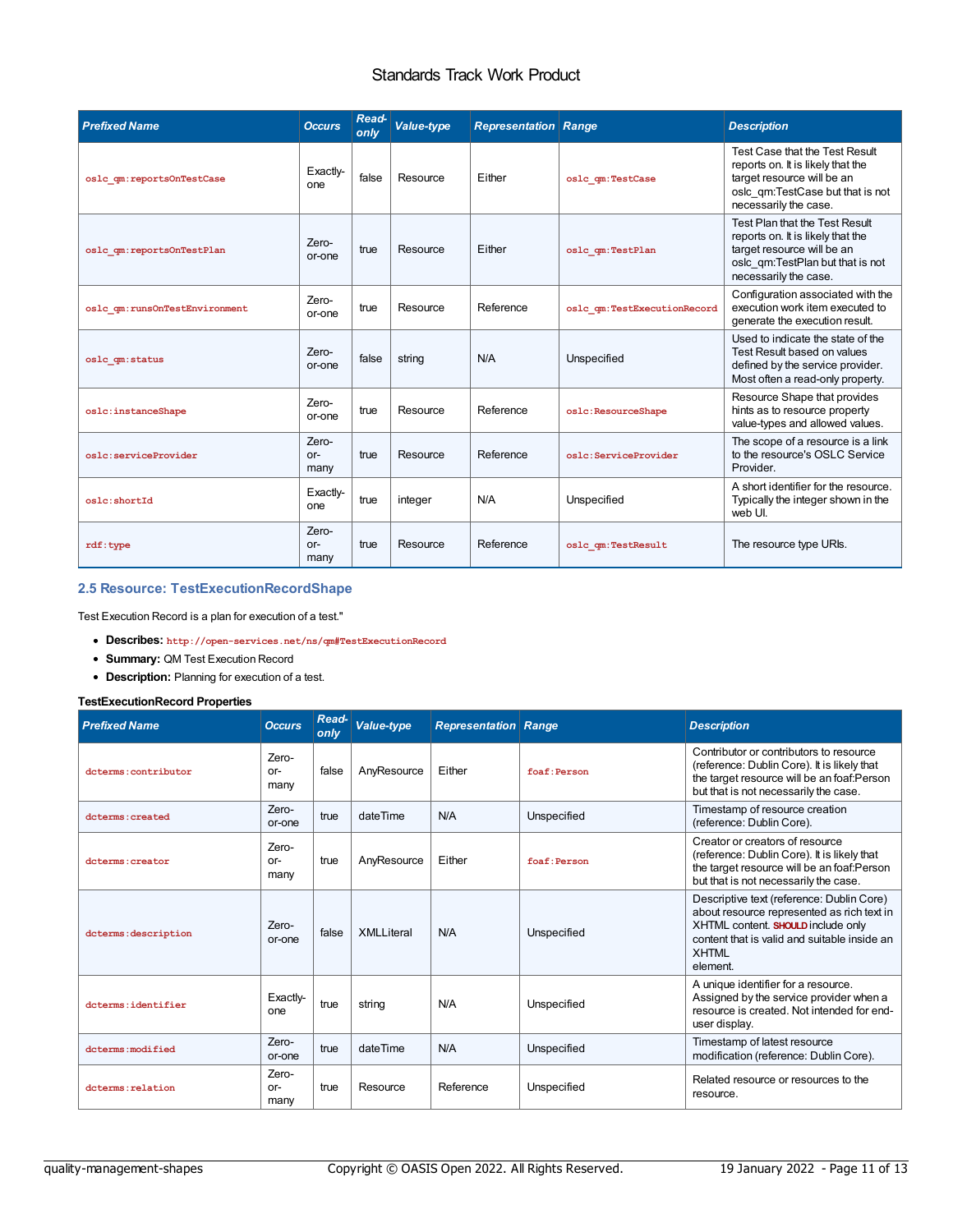| Prefixed Name | Occurs | Read-only | Value-type | Representation | Range | Description |
|---|---|---|---|---|---|---|
| oslc_qm:reportsOnTestCase | Exactly-one | false | Resource | Either | oslc_qm:TestCase | Test Case that the Test Result reports on. It is likely that the target resource will be an oslc_qm:TestCase but that is not necessarily the case. |
| oslc_qm:reportsOnTestPlan | Zero-or-one | true | Resource | Either | oslc_qm:TestPlan | Test Plan that the Test Result reports on. It is likely that the target resource will be an oslc_qm:TestPlan but that is not necessarily the case. |
| oslc_qm:runsOnTestEnvironment | Zero-or-one | true | Resource | Reference | oslc_qm:TestExecutionRecord | Configuration associated with the execution work item executed to generate the execution result. |
| oslc_qm:status | Zero-or-one | false | string | N/A | Unspecified | Used to indicate the state of the Test Result based on values defined by the service provider. Most often a read-only property. |
| oslc:instanceShape | Zero-or-one | true | Resource | Reference | oslc:ResourceShape | Resource Shape that provides hints as to resource property value-types and allowed values. |
| oslc:serviceProvider | Zero-or-many | true | Resource | Reference | oslc:ServiceProvider | The scope of a resource is a link to the resource's OSLC Service Provider. |
| oslc:shortId | Exactly-one | true | integer | N/A | Unspecified | A short identifier for the resource. Typically the integer shown in the web UI. |
| rdf:type | Zero-or-many | true | Resource | Reference | oslc_qm:TestResult | The resource type URIs. |

## 2.5 Resource: TestExecutionRecordShape

Test Execution Record is a plan for execution of a test."

- **Describes:** http://open-services.net/ns/qm#TestExecutionRecord
- **Summary:** QM Test Execution Record
- **Description:** Planning for execution of a test.

**TestExecutionRecord Properties**

| Prefixed Name | Occurs | Read-only | Value-type | Representation | Range | Description |
|---|---|---|---|---|---|---|
| dcterms:contributor | Zero-or-many | false | AnyResource | Either | foaf:Person | Contributor or contributors to resource (reference: Dublin Core). It is likely that the target resource will be an foaf:Person but that is not necessarily the case. |
| dcterms:created | Zero-or-one | true | dateTime | N/A | Unspecified | Timestamp of resource creation (reference: Dublin Core). |
| dcterms:creator | Zero-or-many | true | AnyResource | Either | foaf:Person | Creator or creators of resource (reference: Dublin Core). It is likely that the target resource will be an foaf:Person but that is not necessarily the case. |
| dcterms:description | Zero-or-one | false | XMLLiteral | N/A | Unspecified | Descriptive text (reference: Dublin Core) about resource represented as rich text in XHTML content. **SHOULD** include only content that is valid and suitable inside an XHTML element. |
| dcterms:identifier | Exactly-one | true | string | N/A | Unspecified | A unique identifier for a resource. Assigned by the service provider when a resource is created. Not intended for end-user display. |
| dcterms:modified | Zero-or-one | true | dateTime | N/A | Unspecified | Timestamp of latest resource modification (reference: Dublin Core). |
| dcterms:relation | Zero-or-many | true | Resource | Reference | Unspecified | Related resource or resources to the resource. |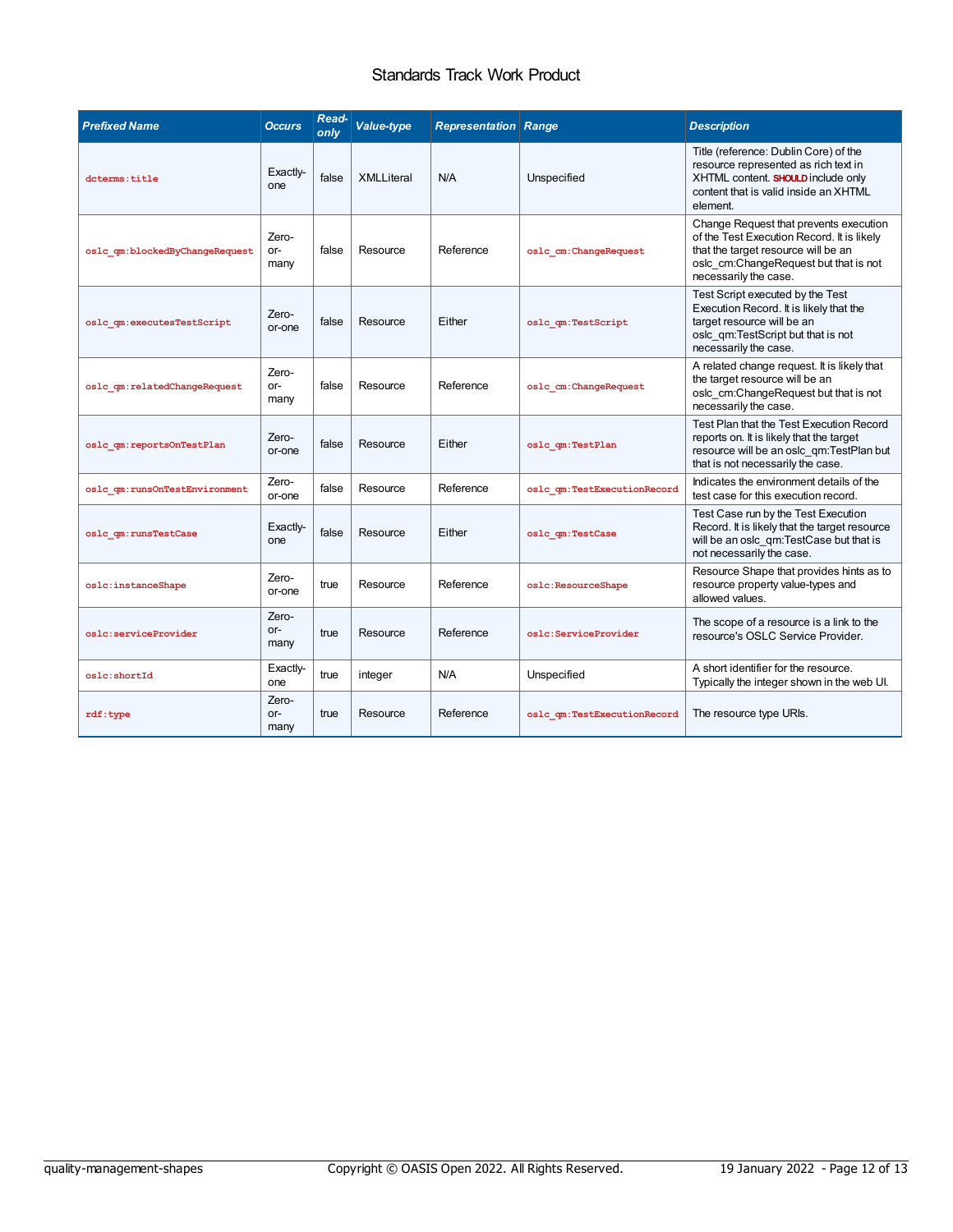| Prefixed Name | Occurs | Read-only | Value-type | Representation | Range | Description |
| --- | --- | --- | --- | --- | --- | --- |
| dcterms:title | Exactly-one | false | XMLLiteral | N/A | Unspecified | Title (reference: Dublin Core) of the resource represented as rich text in XHTML content. SHOULD include only content that is valid inside an XHTML element. |
| oslc_qm:blockedByChangeRequest | Zero-or-many | false | Resource | Reference | oslc_cm:ChangeRequest | Change Request that prevents execution of the Test Execution Record. It is likely that the target resource will be an oslc_cm:ChangeRequest but that is not necessarily the case. |
| oslc_qm:executesTestScript | Zero-or-one | false | Resource | Either | oslc_qm:TestScript | Test Script executed by the Test Execution Record. It is likely that the target resource will be an oslc_qm:TestScript but that is not necessarily the case. |
| oslc_qm:relatedChangeRequest | Zero-or-many | false | Resource | Reference | oslc_cm:ChangeRequest | A related change request. It is likely that the target resource will be an oslc_cm:ChangeRequest but that is not necessarily the case. |
| oslc_qm:reportsOnTestPlan | Zero-or-one | false | Resource | Either | oslc_qm:TestPlan | Test Plan that the Test Execution Record reports on. It is likely that the target resource will be an oslc_qm:TestPlan but that is not necessarily the case. |
| oslc_qm:runsOnTestEnvironment | Zero-or-one | false | Resource | Reference | oslc_qm:TestExecutionRecord | Indicates the environment details of the test case for this execution record. |
| oslc_qm:runsTestCase | Exactly-one | false | Resource | Either | oslc_qm:TestCase | Test Case run by the Test Execution Record. It is likely that the target resource will be an oslc_qm:TestCase but that is not necessarily the case. |
| oslc:instanceShape | Zero-or-one | true | Resource | Reference | oslc:ResourceShape | Resource Shape that provides hints as to resource property value-types and allowed values. |
| oslc:serviceProvider | Zero-or-many | true | Resource | Reference | oslc:ServiceProvider | The scope of a resource is a link to the resource's OSLC Service Provider. |
| oslc:shortId | Exactly-one | true | integer | N/A | Unspecified | A short identifier for the resource. Typically the integer shown in the web UI. |
| rdf:type | Zero-or-many | true | Resource | Reference | oslc_qm:TestExecutionRecord | The resource type URIs. |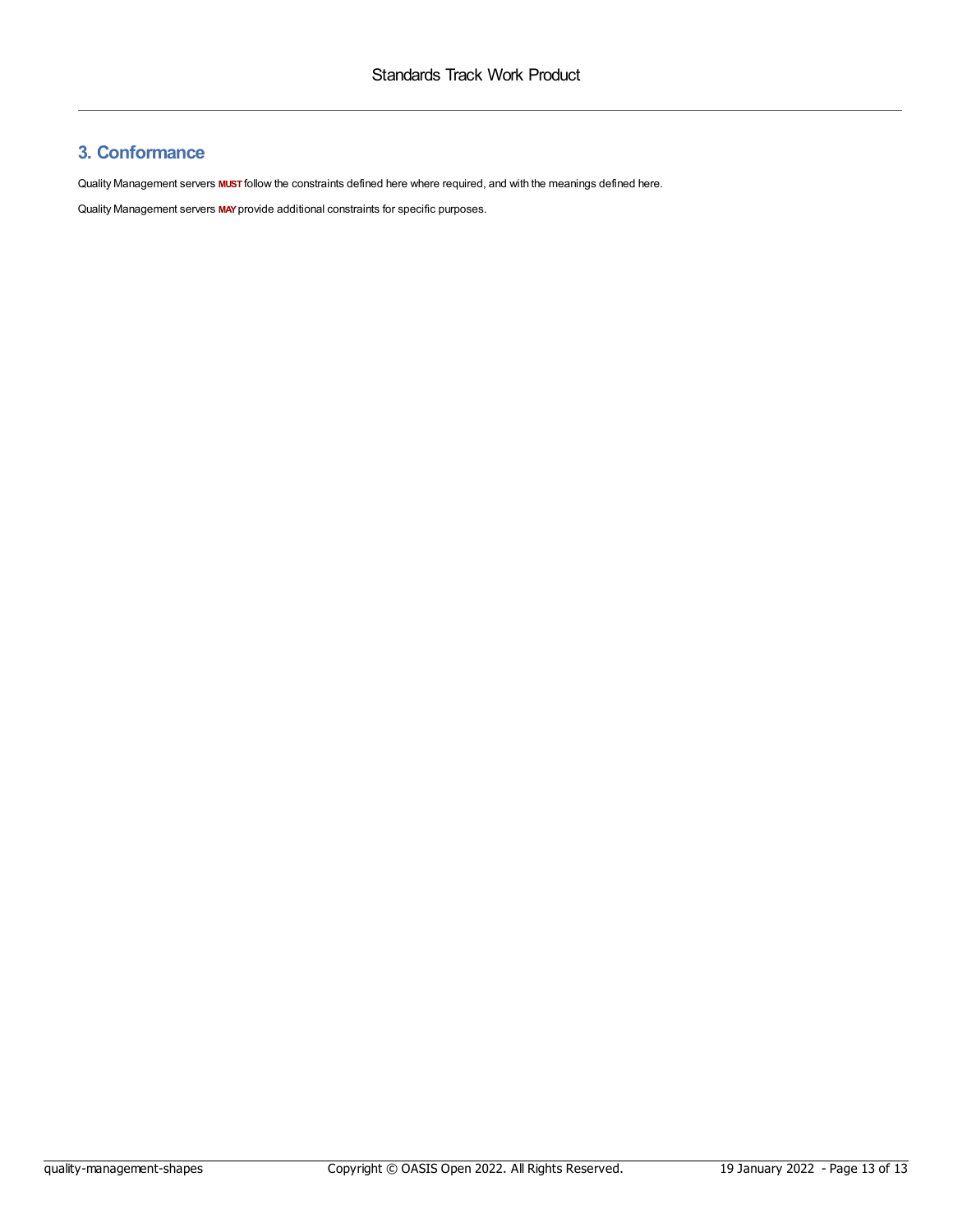## 3. Conformance

Quality Management servers **MUST** follow the constraints defined here where required, and with the meanings defined here.

Quality Management servers **MAY** provide additional constraints for specific purposes.